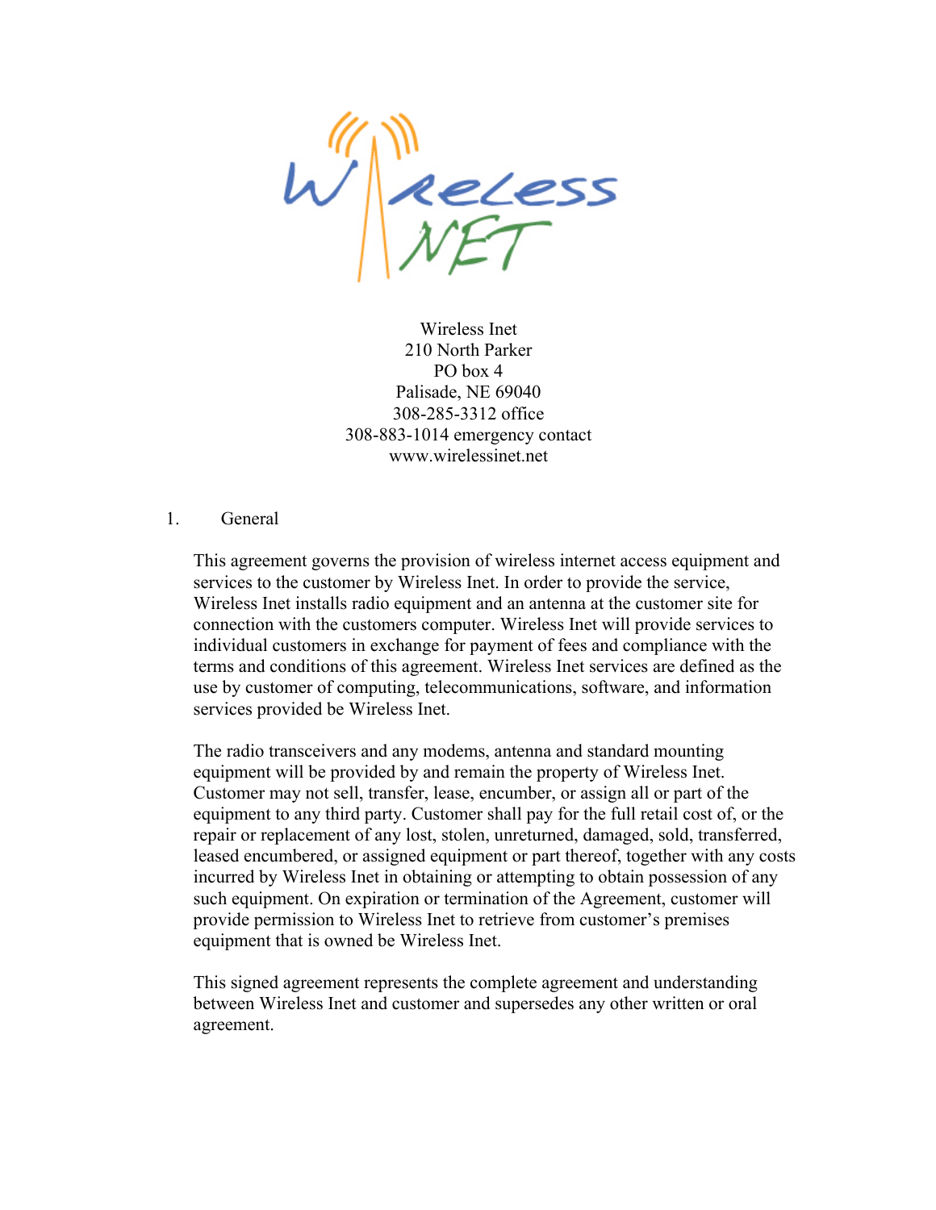Wireless Inet
210 North Parker
PO box 4
Palisade, NE 69040
308-285-3312 office
308-883-1014 emergency contact
www.wirelessinet.net

1. General

This agreement governs the provision of wireless internet access equipment and services to the customer by Wireless Inet. In order to provide the service, Wireless Inet installs radio equipment and an antenna at the customer site for connection with the customers computer. Wireless Inet will provide services to individual customers in exchange for payment of fees and compliance with the terms and conditions of this agreement. Wireless Inet services are defined as the use by customer of computing, telecommunications, software, and information services provided be Wireless Inet.

The radio transceivers and any modems, antenna and standard mounting equipment will be provided by and remain the property of Wireless Inet. Customer may not sell, transfer, lease, encumber, or assign all or part of the equipment to any third party. Customer shall pay for the full retail cost of, or the repair or replacement of any lost, stolen, unreturned, damaged, sold, transferred, leased encumbered, or assigned equipment or part thereof, together with any costs incurred by Wireless Inet in obtaining or attempting to obtain possession of any such equipment. On expiration or termination of the Agreement, customer will provide permission to Wireless Inet to retrieve from customer's premises equipment that is owned be Wireless Inet.

This signed agreement represents the complete agreement and understanding between Wireless Inet and customer and supersedes any other written or oral agreement.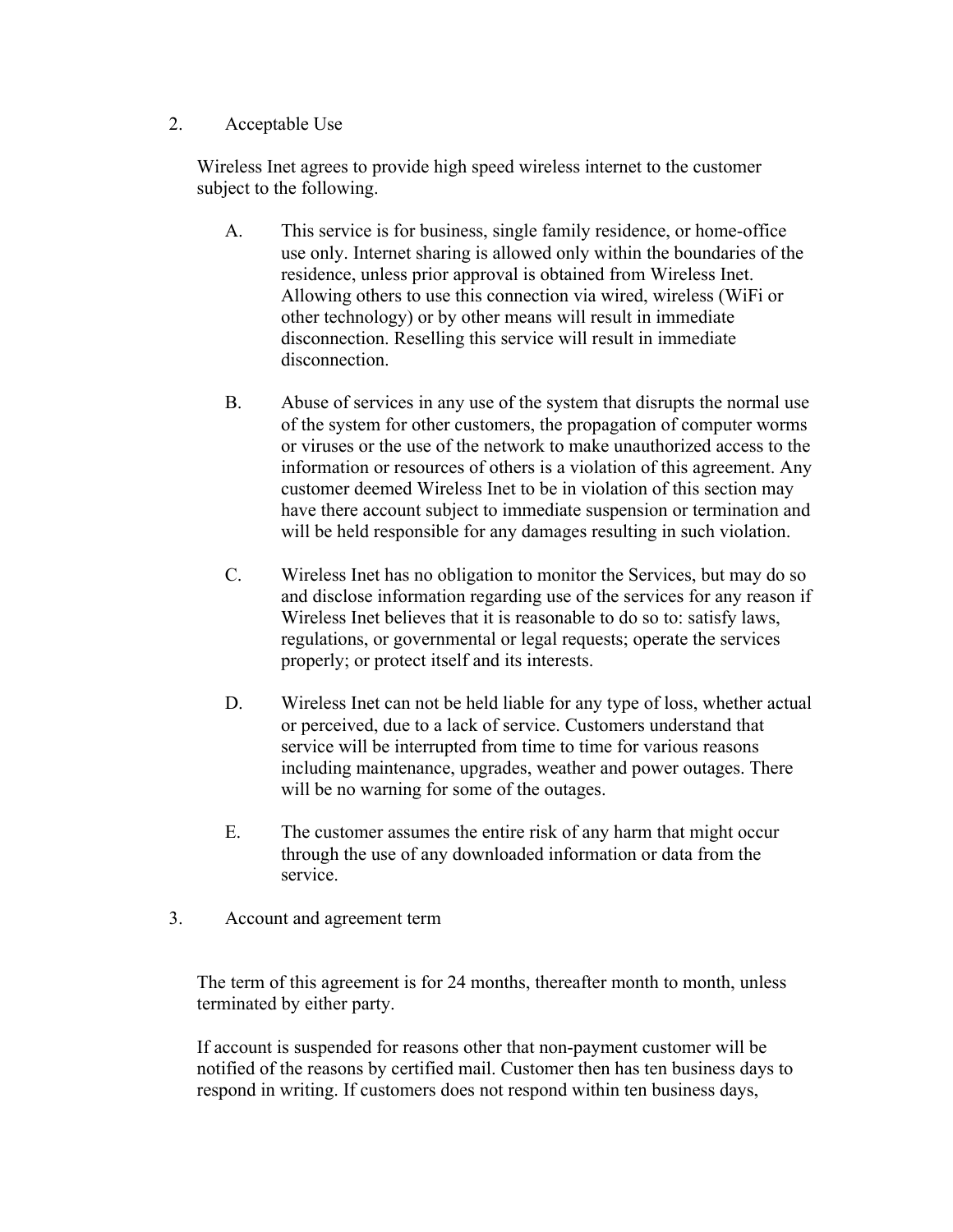2. Acceptable Use

Wireless Inet agrees to provide high speed wireless internet to the customer subject to the following.

A. This service is for business, single family residence, or home-office use only. Internet sharing is allowed only within the boundaries of the residence, unless prior approval is obtained from Wireless Inet. Allowing others to use this connection via wired, wireless (WiFi or other technology) or by other means will result in immediate disconnection. Reselling this service will result in immediate disconnection.

B. Abuse of services in any use of the system that disrupts the normal use of the system for other customers, the propagation of computer worms or viruses or the use of the network to make unauthorized access to the information or resources of others is a violation of this agreement. Any customer deemed Wireless Inet to be in violation of this section may have there account subject to immediate suspension or termination and will be held responsible for any damages resulting in such violation.

C. Wireless Inet has no obligation to monitor the Services, but may do so and disclose information regarding use of the services for any reason if Wireless Inet believes that it is reasonable to do so to: satisfy laws, regulations, or governmental or legal requests; operate the services properly; or protect itself and its interests.

D. Wireless Inet can not be held liable for any type of loss, whether actual or perceived, due to a lack of service. Customers understand that service will be interrupted from time to time for various reasons including maintenance, upgrades, weather and power outages. There will be no warning for some of the outages.

E. The customer assumes the entire risk of any harm that might occur through the use of any downloaded information or data from the service.

3. Account and agreement term

The term of this agreement is for 24 months, thereafter month to month, unless terminated by either party.

If account is suspended for reasons other that non-payment customer will be notified of the reasons by certified mail. Customer then has ten business days to respond in writing. If customers does not respond within ten business days,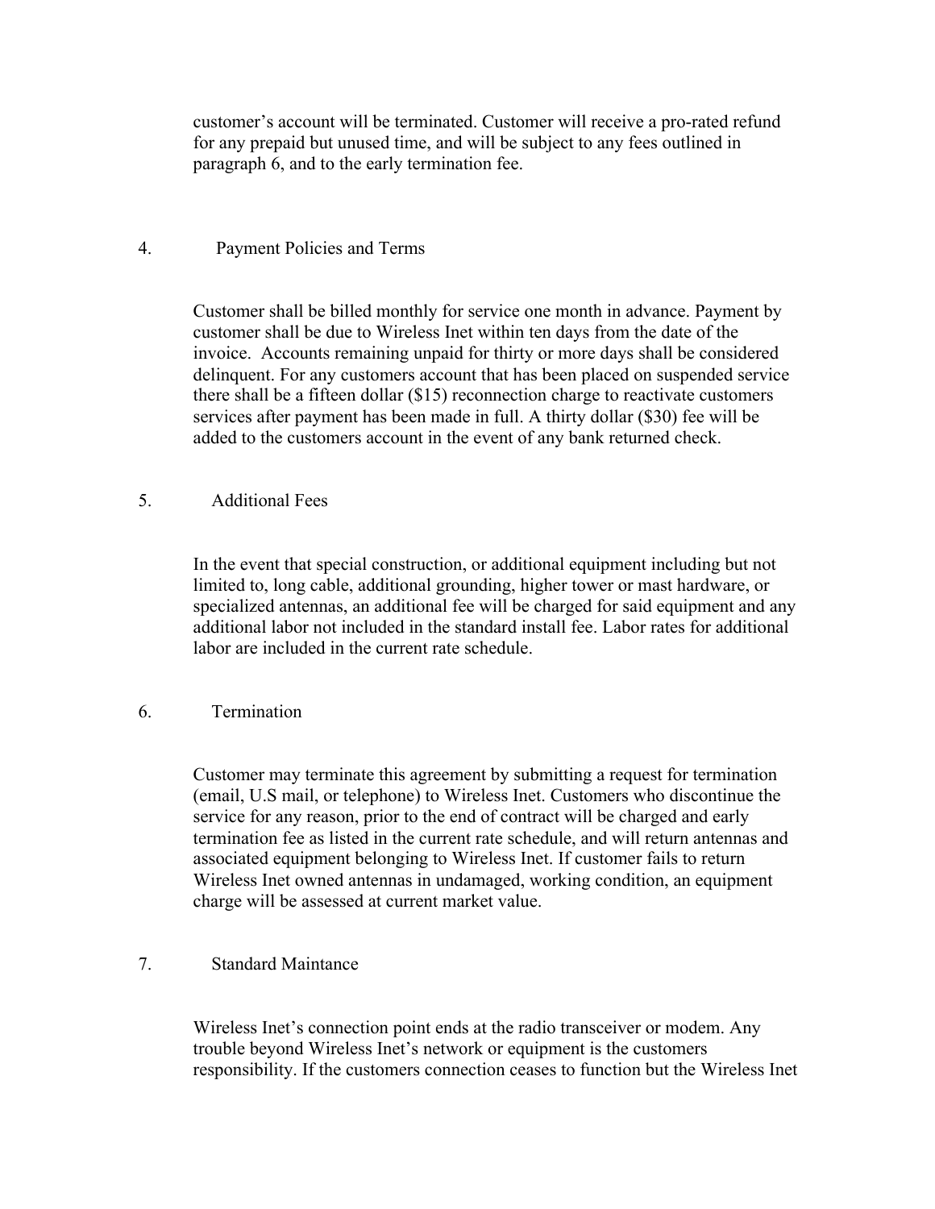customer's account will be terminated. Customer will receive a pro-rated refund for any prepaid but unused time, and will be subject to any fees outlined in paragraph 6, and to the early termination fee.

## 4. Payment Policies and Terms

Customer shall be billed monthly for service one month in advance. Payment by customer shall be due to Wireless Inet within ten days from the date of the invoice. Accounts remaining unpaid for thirty or more days shall be considered delinquent. For any customers account that has been placed on suspended service there shall be a fifteen dollar ($15) reconnection charge to reactivate customers services after payment has been made in full. A thirty dollar ($30) fee will be added to the customers account in the event of any bank returned check.

## 5. Additional Fees

In the event that special construction, or additional equipment including but not limited to, long cable, additional grounding, higher tower or mast hardware, or specialized antennas, an additional fee will be charged for said equipment and any additional labor not included in the standard install fee. Labor rates for additional labor are included in the current rate schedule.

## 6. Termination

Customer may terminate this agreement by submitting a request for termination (email, U.S mail, or telephone) to Wireless Inet. Customers who discontinue the service for any reason, prior to the end of contract will be charged and early termination fee as listed in the current rate schedule, and will return antennas and associated equipment belonging to Wireless Inet. If customer fails to return Wireless Inet owned antennas in undamaged, working condition, an equipment charge will be assessed at current market value.

## 7. Standard Maintance

Wireless Inet's connection point ends at the radio transceiver or modem. Any trouble beyond Wireless Inet's network or equipment is the customers responsibility. If the customers connection ceases to function but the Wireless Inet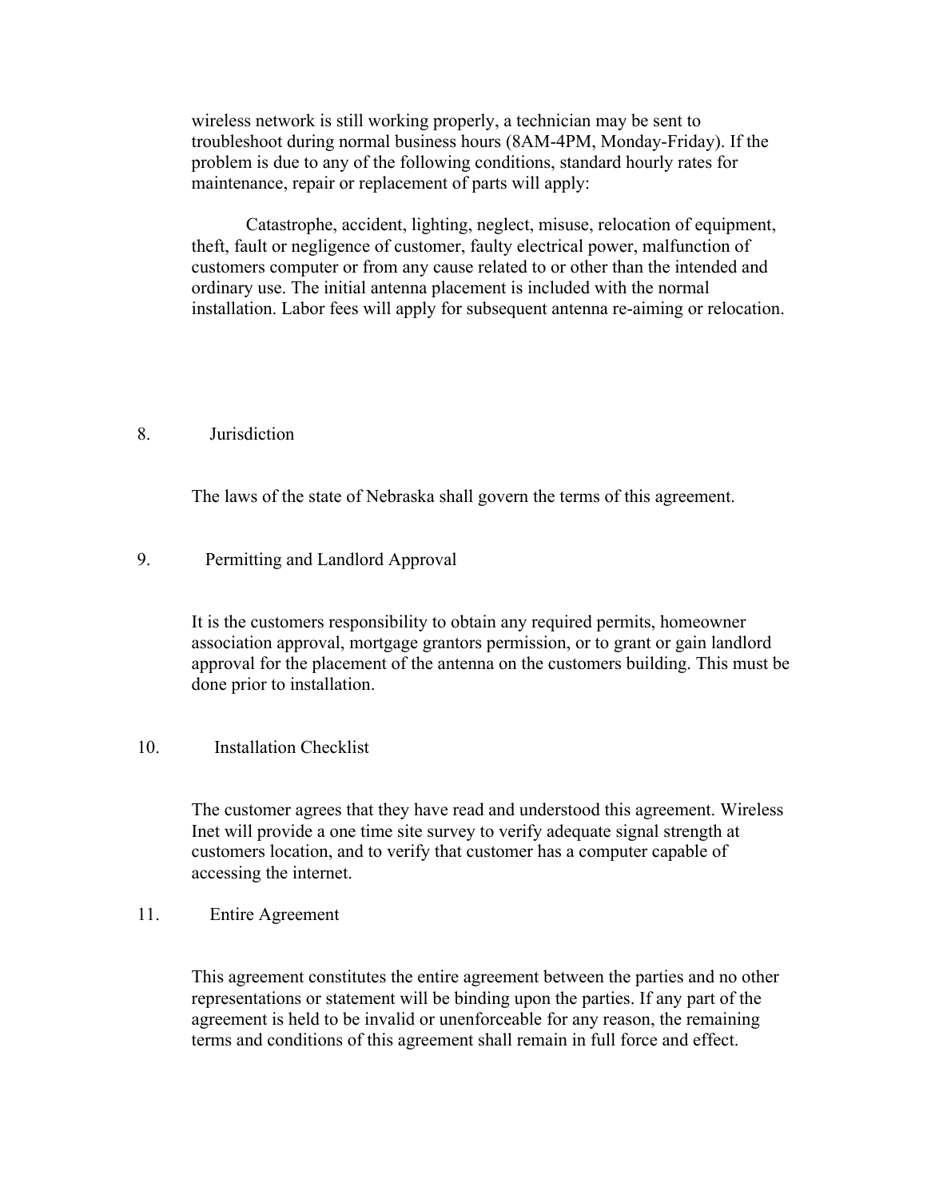wireless network is still working properly, a technician may be sent to troubleshoot during normal business hours (8AM-4PM, Monday-Friday). If the problem is due to any of the following conditions, standard hourly rates for maintenance, repair or replacement of parts will apply:

Catastrophe, accident, lighting, neglect, misuse, relocation of equipment, theft, fault or negligence of customer, faulty electrical power, malfunction of customers computer or from any cause related to or other than the intended and ordinary use. The initial antenna placement is included with the normal installation. Labor fees will apply for subsequent antenna re-aiming or relocation.

## 8. Jurisdiction

The laws of the state of Nebraska shall govern the terms of this agreement.

## 9. Permitting and Landlord Approval

It is the customers responsibility to obtain any required permits, homeowner association approval, mortgage grantors permission, or to grant or gain landlord approval for the placement of the antenna on the customers building. This must be done prior to installation.

## 10. Installation Checklist

The customer agrees that they have read and understood this agreement. Wireless Inet will provide a one time site survey to verify adequate signal strength at customers location, and to verify that customer has a computer capable of accessing the internet.

## 11. Entire Agreement

This agreement constitutes the entire agreement between the parties and no other representations or statement will be binding upon the parties. If any part of the agreement is held to be invalid or unenforceable for any reason, the remaining terms and conditions of this agreement shall remain in full force and effect.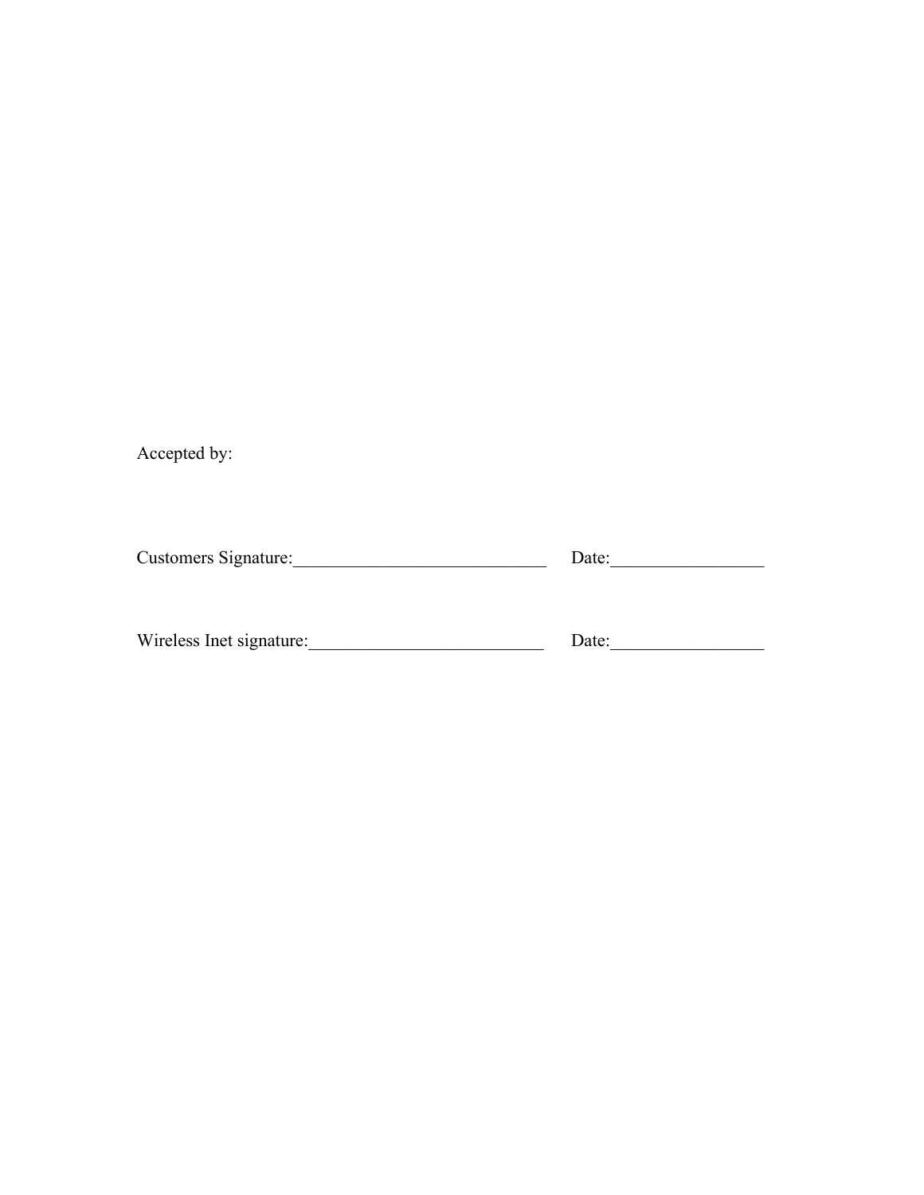Accepted by:

Customers Signature:____________________________ Date:_________________

Wireless Inet signature:__________________________ Date:_________________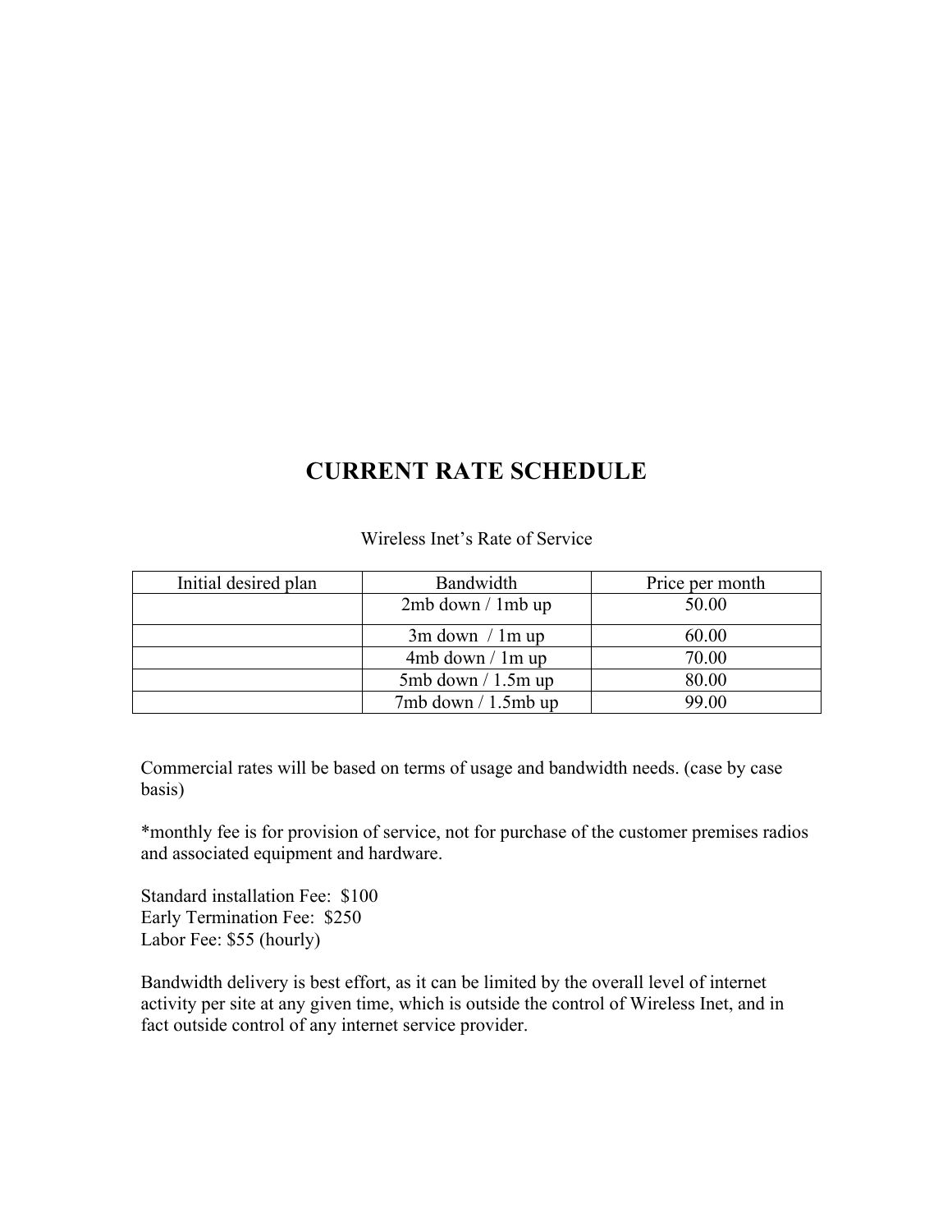# CURRENT RATE SCHEDULE

Wireless Inet's Rate of Service

| Initial desired plan | Bandwidth | Price per month |
| --- | --- | --- |
| | 2mb down / 1mb up | 50.00 |
| | 3m down / 1m up | 60.00 |
| | 4mb down / 1m up | 70.00 |
| | 5mb down / 1.5m up | 80.00 |
| | 7mb down / 1.5mb up | 99.00 |

Commercial rates will be based on terms of usage and bandwidth needs. (case by case basis)

*monthly fee is for provision of service, not for purchase of the customer premises radios and associated equipment and hardware.

Standard installation Fee: $100
Early Termination Fee: $250
Labor Fee: $55 (hourly)

Bandwidth delivery is best effort, as it can be limited by the overall level of internet activity per site at any given time, which is outside the control of Wireless Inet, and in fact outside control of any internet service provider.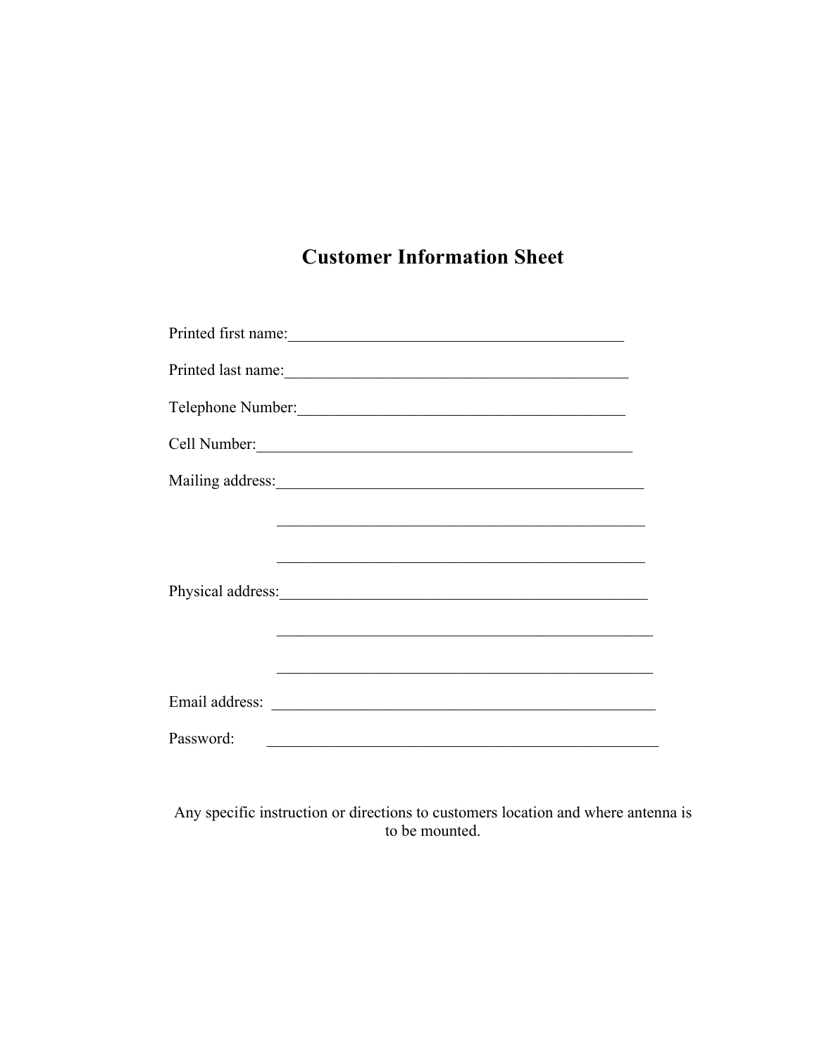# Customer Information Sheet

Printed first name:___________________________________________

Printed last name:____________________________________________

Telephone Number:___________________________________________

Cell Number:_________________________________________________

Mailing address:_______________________________________________

_______________________________________________

_______________________________________________

Physical address:_______________________________________________

_________________________________________________

_________________________________________________

Email address: __________________________________________________

Password: __________________________________________________

Any specific instruction or directions to customers location and where antenna is to be mounted.